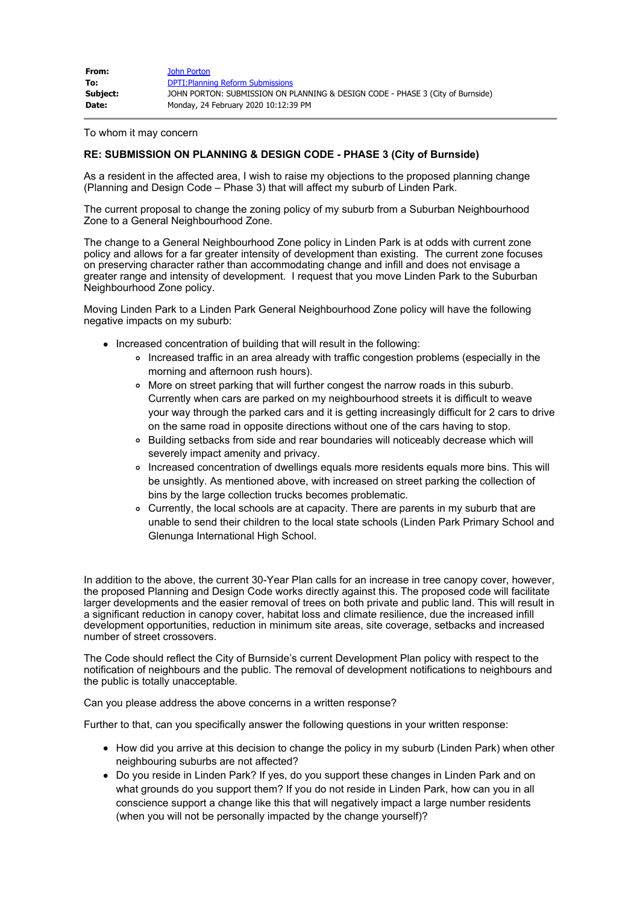| | |
|---|---|
| **From:** | John Porton |
| **To:** | DPTI:Planning Reform Submissions |
| **Subject:** | JOHN PORTON: SUBMISSION ON PLANNING & DESIGN CODE - PHASE 3 (City of Burnside) |
| **Date:** | Monday, 24 February 2020 10:12:39 PM |

To whom it may concern

**RE: SUBMISSION ON PLANNING & DESIGN CODE - PHASE 3 (City of Burnside)**

As a resident in the affected area, I wish to raise my objections to the proposed planning change (Planning and Design Code – Phase 3) that will affect my suburb of Linden Park.

The current proposal to change the zoning policy of my suburb from a Suburban Neighbourhood Zone to a General Neighbourhood Zone.

The change to a General Neighbourhood Zone policy in Linden Park is at odds with current zone policy and allows for a far greater intensity of development than existing. The current zone focuses on preserving character rather than accommodating change and infill and does not envisage a greater range and intensity of development. I request that you move Linden Park to the Suburban Neighbourhood Zone policy.

Moving Linden Park to a Linden Park General Neighbourhood Zone policy will have the following negative impacts on my suburb:

- Increased concentration of building that will result in the following:
  - Increased traffic in an area already with traffic congestion problems (especially in the morning and afternoon rush hours).
  - More on street parking that will further congest the narrow roads in this suburb. Currently when cars are parked on my neighbourhood streets it is difficult to weave your way through the parked cars and it is getting increasingly difficult for 2 cars to drive on the same road in opposite directions without one of the cars having to stop.
  - Building setbacks from side and rear boundaries will noticeably decrease which will severely impact amenity and privacy.
  - Increased concentration of dwellings equals more residents equals more bins. This will be unsightly. As mentioned above, with increased on street parking the collection of bins by the large collection trucks becomes problematic.
  - Currently, the local schools are at capacity. There are parents in my suburb that are unable to send their children to the local state schools (Linden Park Primary School and Glenunga International High School.

In addition to the above, the current 30-Year Plan calls for an increase in tree canopy cover, however, the proposed Planning and Design Code works directly against this. The proposed code will facilitate larger developments and the easier removal of trees on both private and public land. This will result in a significant reduction in canopy cover, habitat loss and climate resilience, due the increased infill development opportunities, reduction in minimum site areas, site coverage, setbacks and increased number of street crossovers.

The Code should reflect the City of Burnside's current Development Plan policy with respect to the notification of neighbours and the public. The removal of development notifications to neighbours and the public is totally unacceptable.

Can you please address the above concerns in a written response?

Further to that, can you specifically answer the following questions in your written response:

- How did you arrive at this decision to change the policy in my suburb (Linden Park) when other neighbouring suburbs are not affected?
- Do you reside in Linden Park? If yes, do you support these changes in Linden Park and on what grounds do you support them? If you do not reside in Linden Park, how can you in all conscience support a change like this that will negatively impact a large number residents (when you will not be personally impacted by the change yourself)?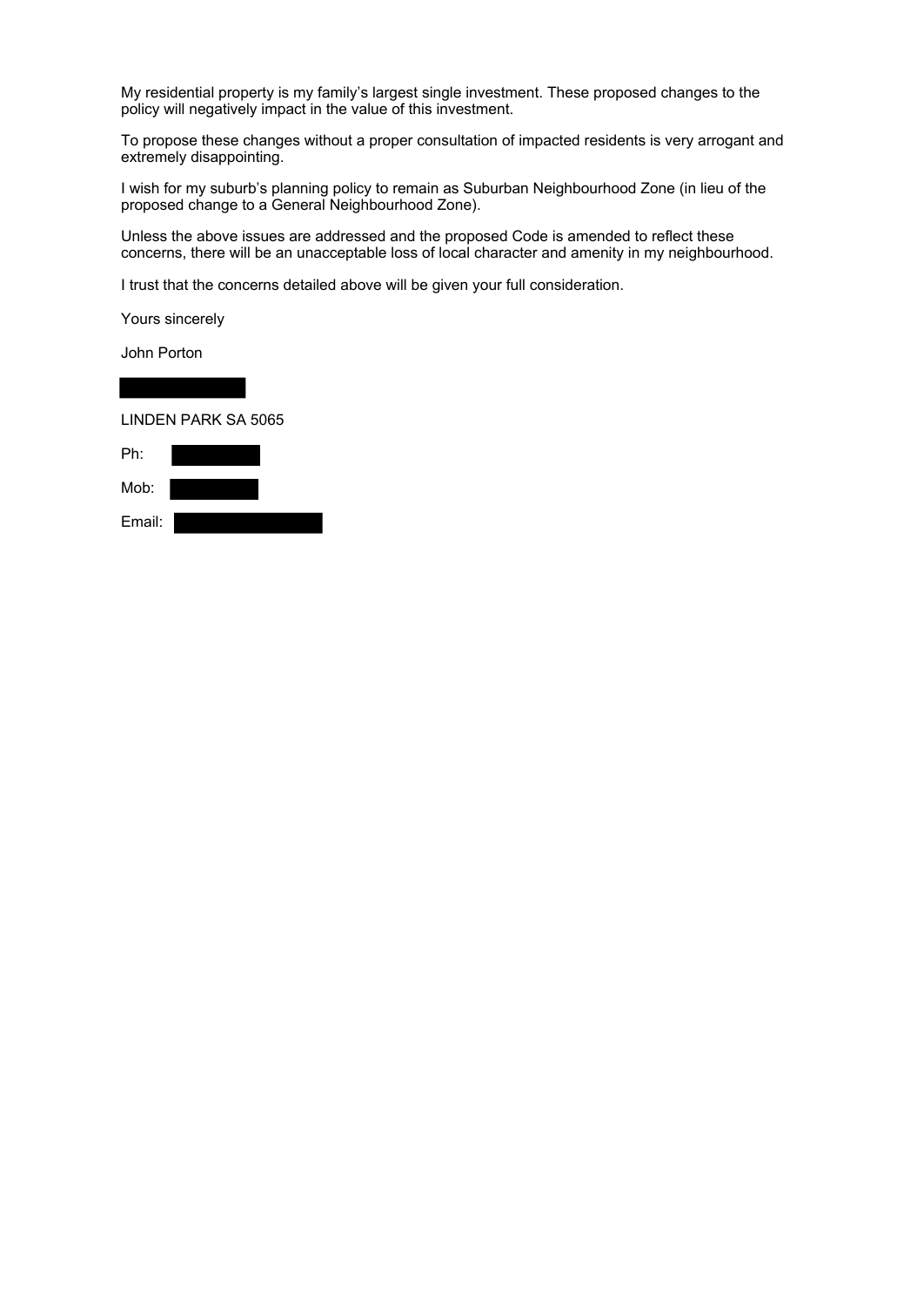My residential property is my family's largest single investment. These proposed changes to the policy will negatively impact in the value of this investment.

To propose these changes without a proper consultation of impacted residents is very arrogant and extremely disappointing.

I wish for my suburb's planning policy to remain as Suburban Neighbourhood Zone (in lieu of the proposed change to a General Neighbourhood Zone).

Unless the above issues are addressed and the proposed Code is amended to reflect these concerns, there will be an unacceptable loss of local character and amenity in my neighbourhood.

I trust that the concerns detailed above will be given your full consideration.

Yours sincerely

John Porton

LINDEN PARK SA 5065

Ph:

Mob:

Email: